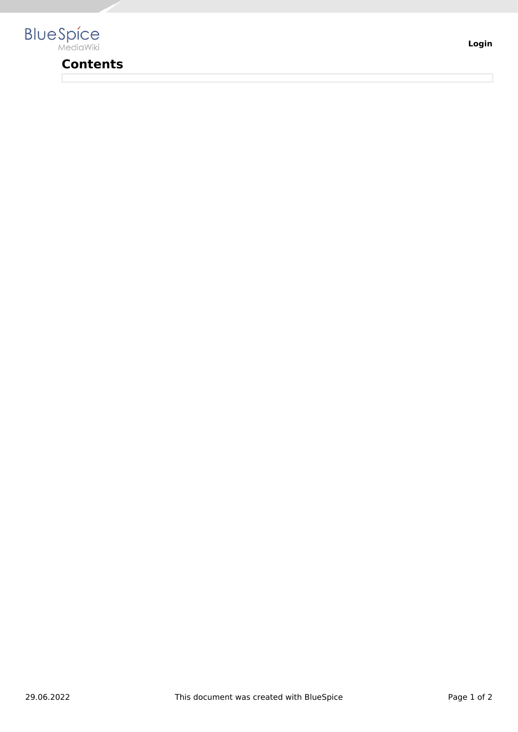## Contents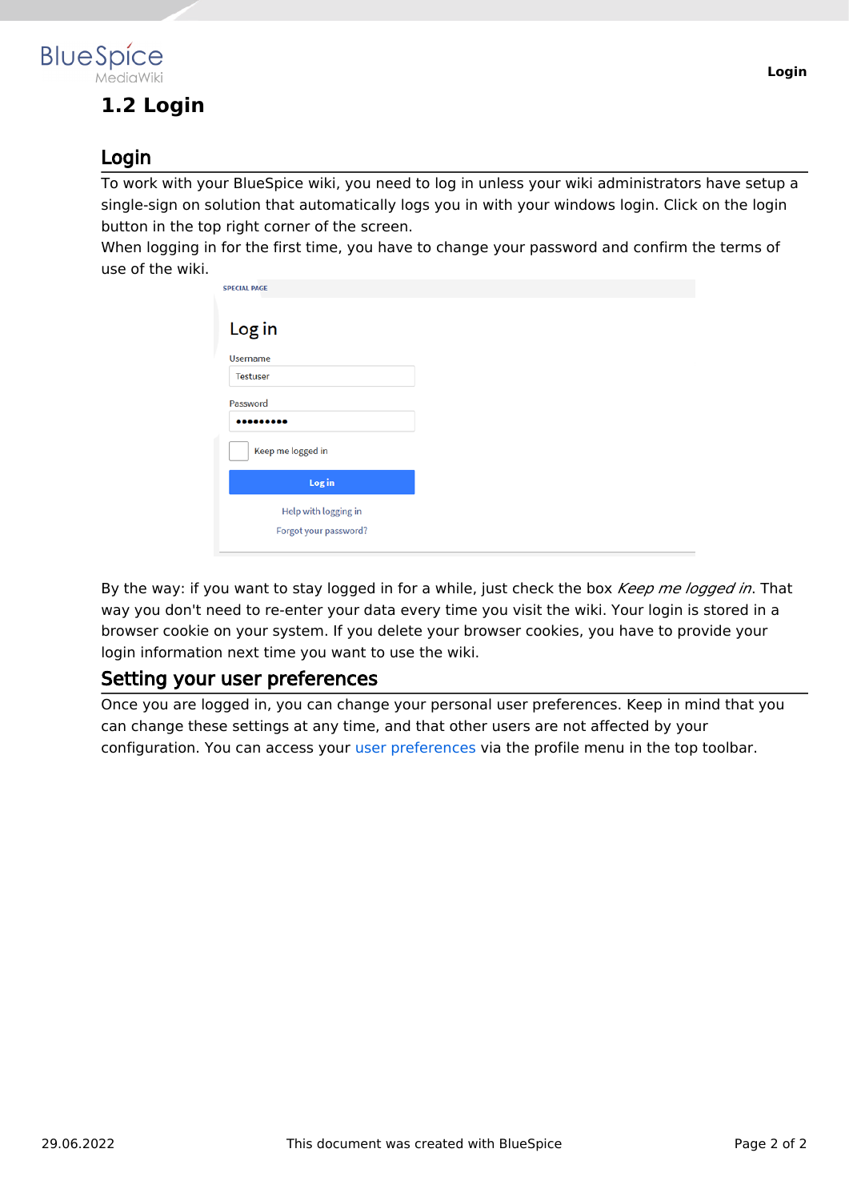# 1.2 Login

## Login

To work with your BlueSpice wiki, you need to log in unless your wiki administrators have setup a single-sign on solution that automatically logs you in with your windows login. Click on the login button in the top right corner of the screen.

When logging in for the first time, you have to change your password and confirm the terms of use of the wiki.

By the way: if you want to stay logged in for a while, just check the box *Keep me logged in*. That way you don't need to re-enter your data every time you visit the wiki. Your login is stored in a browser cookie on your system. If you delete your browser cookies, you have to provide your login information next time you want to use the wiki.

## Setting your user preferences

Once you are logged in, you can change your personal user preferences. Keep in mind that you can change these settings at any time, and that other users are not affected by your configuration. You can access your user preferences via the profile menu in the top toolbar.